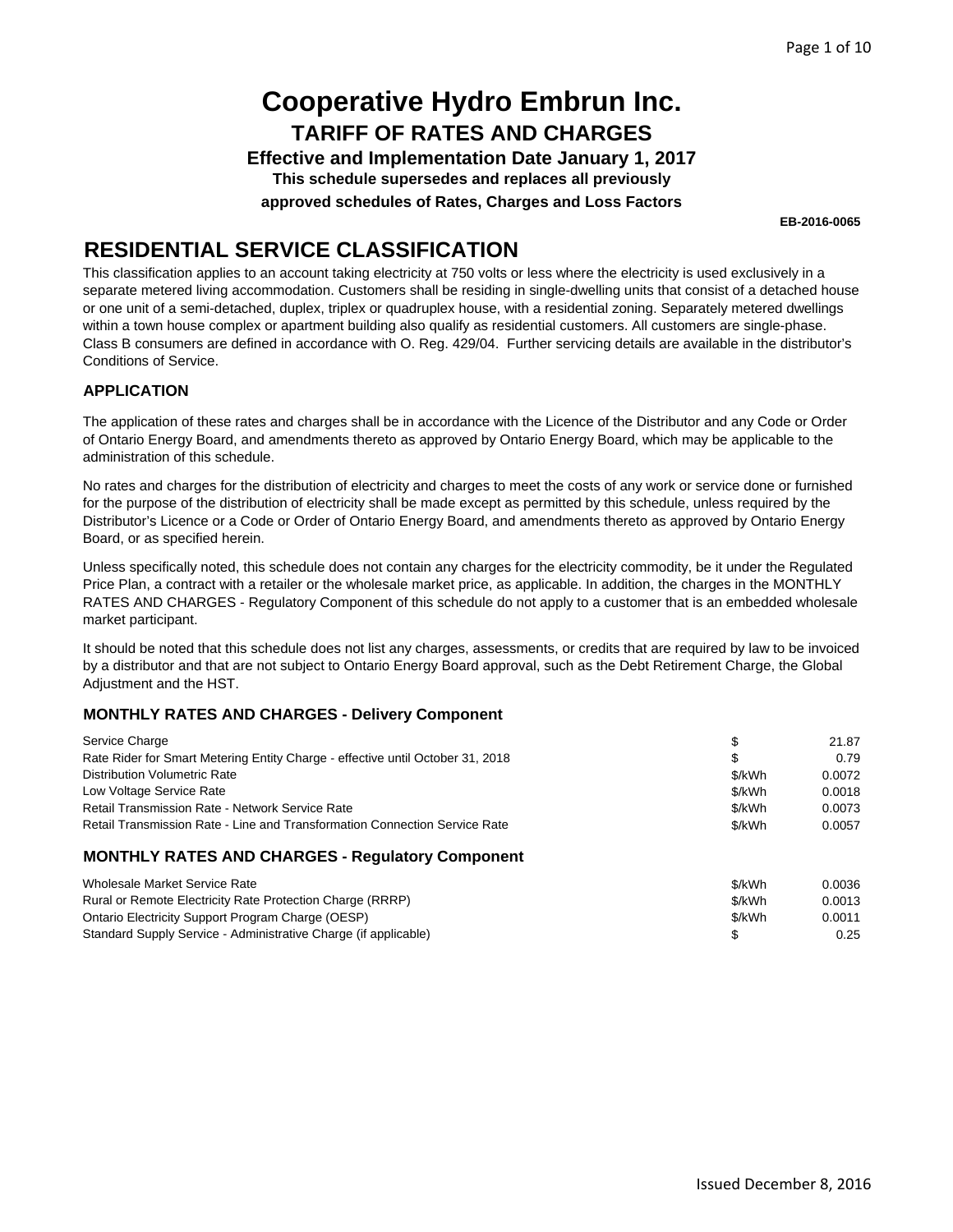# Cooperative Hydro Embrun Inc.

## TARIFF OF RATES AND CHARGES

### Effective and Implementation Date January 1, 2017

**This schedule supersedes and replaces all previously approved schedules of Rates, Charges and Loss Factors**

**EB-2016-0065**

## RESIDENTIAL SERVICE CLASSIFICATION

This classification applies to an account taking electricity at 750 volts or less where the electricity is used exclusively in a separate metered living accommodation. Customers shall be residing in single-dwelling units that consist of a detached house or one unit of a semi-detached, duplex, triplex or quadruplex house, with a residential zoning. Separately metered dwellings within a town house complex or apartment building also qualify as residential customers. All customers are single-phase. Class B consumers are defined in accordance with O. Reg. 429/04. Further servicing details are available in the distributor's Conditions of Service.

### APPLICATION

The application of these rates and charges shall be in accordance with the Licence of the Distributor and any Code or Order of Ontario Energy Board, and amendments thereto as approved by Ontario Energy Board, which may be applicable to the administration of this schedule.

No rates and charges for the distribution of electricity and charges to meet the costs of any work or service done or furnished for the purpose of the distribution of electricity shall be made except as permitted by this schedule, unless required by the Distributor's Licence or a Code or Order of Ontario Energy Board, and amendments thereto as approved by Ontario Energy Board, or as specified herein.

Unless specifically noted, this schedule does not contain any charges for the electricity commodity, be it under the Regulated Price Plan, a contract with a retailer or the wholesale market price, as applicable. In addition, the charges in the MONTHLY RATES AND CHARGES - Regulatory Component of this schedule do not apply to a customer that is an embedded wholesale market participant.

It should be noted that this schedule does not list any charges, assessments, or credits that are required by law to be invoiced by a distributor and that are not subject to Ontario Energy Board approval, such as the Debt Retirement Charge, the Global Adjustment and the HST.

### MONTHLY RATES AND CHARGES - Delivery Component

| | | |
|---|---|---|
| Service Charge | $ | 21.87 |
| Rate Rider for Smart Metering Entity Charge - effective until October 31, 2018 | $ | 0.79 |
| Distribution Volumetric Rate | $/kWh | 0.0072 |
| Low Voltage Service Rate | $/kWh | 0.0018 |
| Retail Transmission Rate - Network Service Rate | $/kWh | 0.0073 |
| Retail Transmission Rate - Line and Transformation Connection Service Rate | $/kWh | 0.0057 |

### MONTHLY RATES AND CHARGES - Regulatory Component

| | | |
|---|---|---|
| Wholesale Market Service Rate | $/kWh | 0.0036 |
| Rural or Remote Electricity Rate Protection Charge (RRRP) | $/kWh | 0.0013 |
| Ontario Electricity Support Program Charge (OESP) | $/kWh | 0.0011 |
| Standard Supply Service - Administrative Charge (if applicable) | $ | 0.25 |

Issued December 8, 2016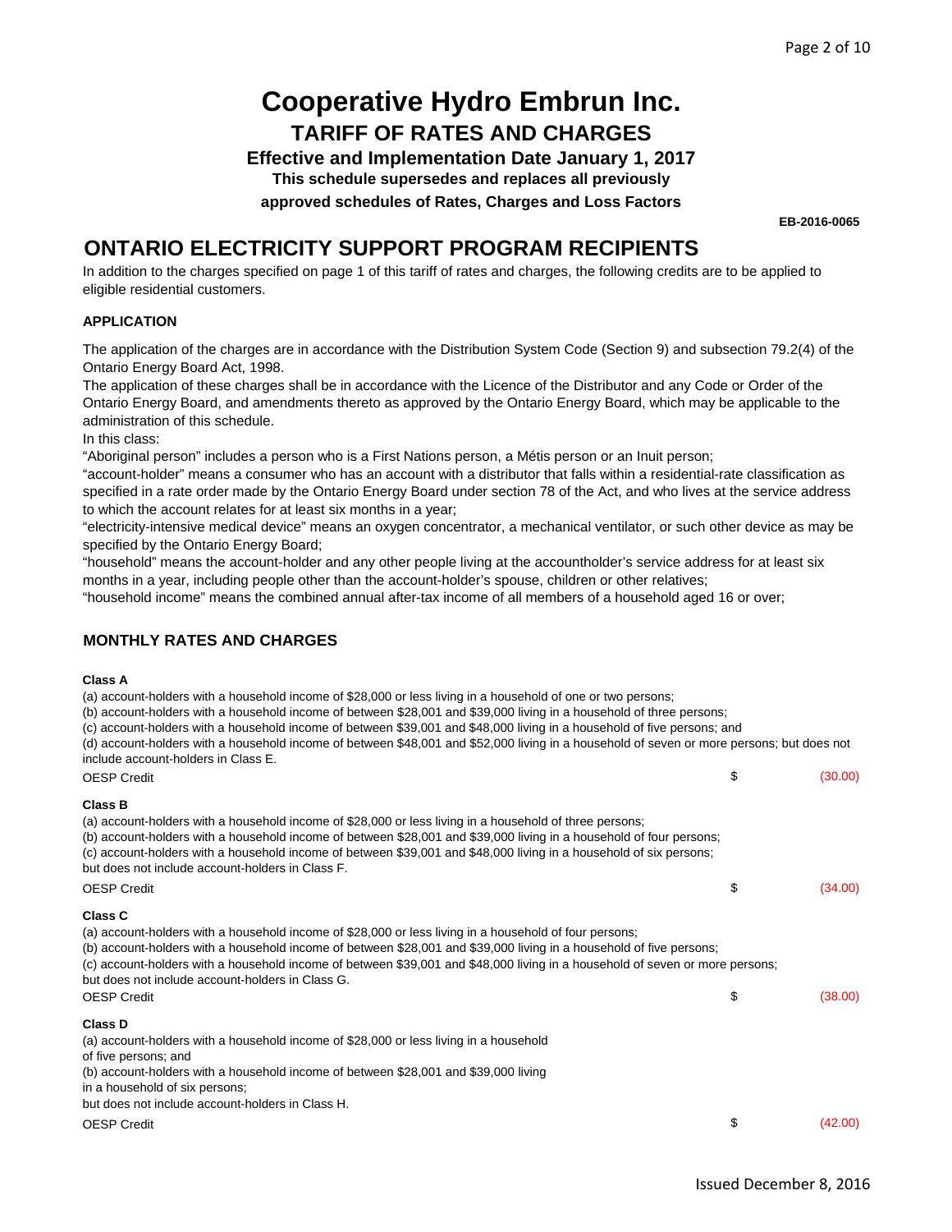# Cooperative Hydro Embrun Inc.

## TARIFF OF RATES AND CHARGES

**Effective and Implementation Date January 1, 2017**

**This schedule supersedes and replaces all previously approved schedules of Rates, Charges and Loss Factors**

**EB-2016-0065**

## ONTARIO ELECTRICITY SUPPORT PROGRAM RECIPIENTS

In addition to the charges specified on page 1 of this tariff of rates and charges, the following credits are to be applied to eligible residential customers.

### APPLICATION

The application of the charges are in accordance with the Distribution System Code (Section 9) and subsection 79.2(4) of the Ontario Energy Board Act, 1998.

The application of these charges shall be in accordance with the Licence of the Distributor and any Code or Order of the Ontario Energy Board, and amendments thereto as approved by the Ontario Energy Board, which may be applicable to the administration of this schedule.

In this class:

"Aboriginal person" includes a person who is a First Nations person, a Métis person or an Inuit person;

"account-holder" means a consumer who has an account with a distributor that falls within a residential-rate classification as specified in a rate order made by the Ontario Energy Board under section 78 of the Act, and who lives at the service address to which the account relates for at least six months in a year;

"electricity-intensive medical device" means an oxygen concentrator, a mechanical ventilator, or such other device as may be specified by the Ontario Energy Board;

"household" means the account-holder and any other people living at the accountholder's service address for at least six months in a year, including people other than the account-holder's spouse, children or other relatives;

"household income" means the combined annual after-tax income of all members of a household aged 16 or over;

### MONTHLY RATES AND CHARGES

**Class A**

(a) account-holders with a household income of $28,000 or less living in a household of one or two persons;
(b) account-holders with a household income of between $28,001 and $39,000 living in a household of three persons;
(c) account-holders with a household income of between $39,001 and $48,000 living in a household of five persons; and
(d) account-holders with a household income of between $48,001 and $52,000 living in a household of seven or more persons; but does not include account-holders in Class E.

| | | |
|---|---|---|
| OESP Credit | $ | (30.00) |

**Class B**

(a) account-holders with a household income of $28,000 or less living in a household of three persons;
(b) account-holders with a household income of between $28,001 and $39,000 living in a household of four persons;
(c) account-holders with a household income of between $39,001 and $48,000 living in a household of six persons;
but does not include account-holders in Class F.

| | | |
|---|---|---|
| OESP Credit | $ | (34.00) |

**Class C**

(a) account-holders with a household income of $28,000 or less living in a household of four persons;
(b) account-holders with a household income of between $28,001 and $39,000 living in a household of five persons;
(c) account-holders with a household income of between $39,001 and $48,000 living in a household of seven or more persons;
but does not include account-holders in Class G.

| | | |
|---|---|---|
| OESP Credit | $ | (38.00) |

**Class D**

(a) account-holders with a household income of $28,000 or less living in a household of five persons; and
(b) account-holders with a household income of between $28,001 and $39,000 living in a household of six persons;
but does not include account-holders in Class H.

| | | |
|---|---|---|
| OESP Credit | $ | (42.00) |

Issued December 8, 2016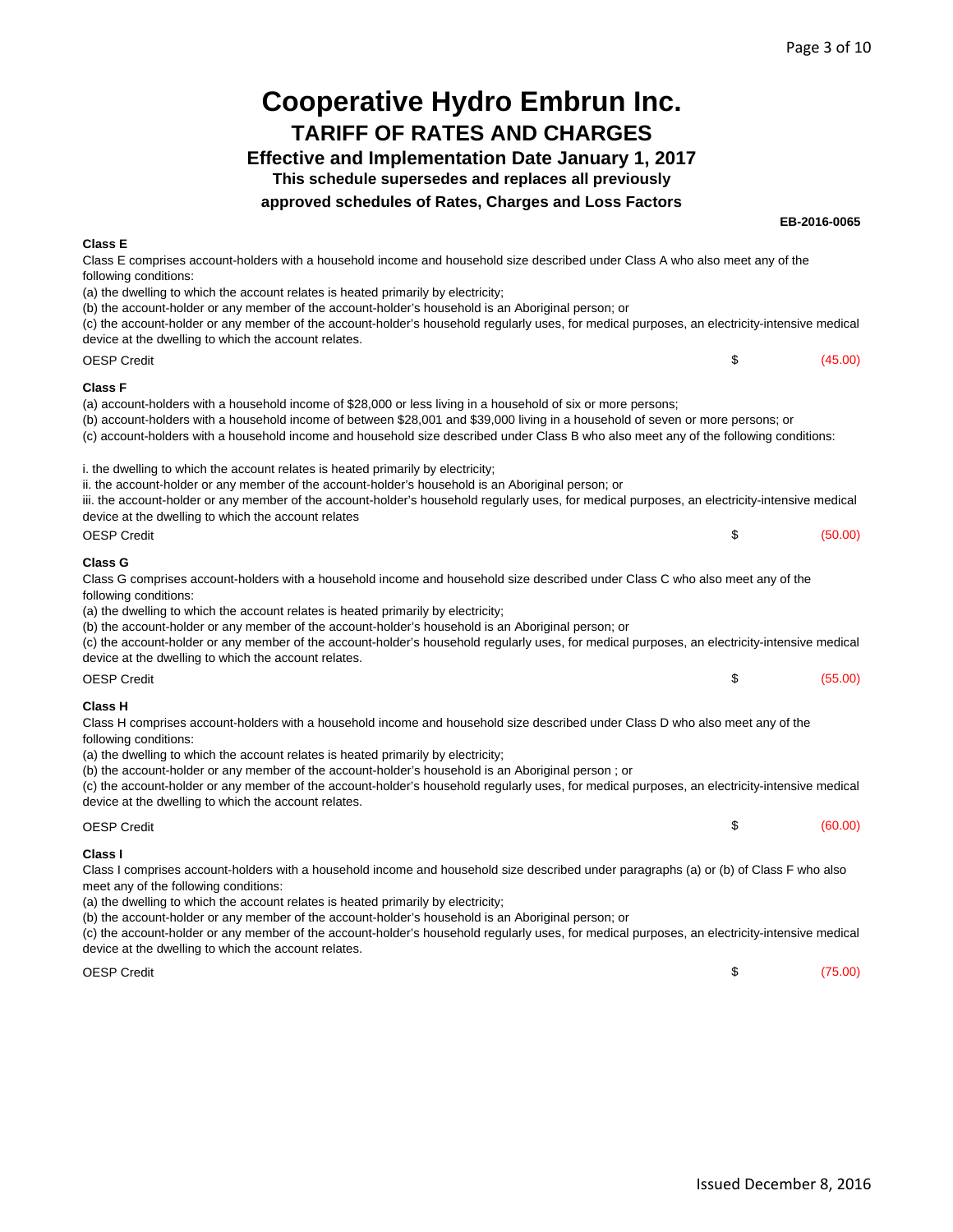# Cooperative Hydro Embrun Inc.

## TARIFF OF RATES AND CHARGES

### Effective and Implementation Date January 1, 2017

**This schedule supersedes and replaces all previously approved schedules of Rates, Charges and Loss Factors**

**EB-2016-0065**

**Class E**

Class E comprises account-holders with a household income and household size described under Class A who also meet any of the following conditions:

(a) the dwelling to which the account relates is heated primarily by electricity;

(b) the account-holder or any member of the account-holder's household is an Aboriginal person; or

(c) the account-holder or any member of the account-holder's household regularly uses, for medical purposes, an electricity-intensive medical device at the dwelling to which the account relates.

| | | |
|---|---|---|
| OESP Credit | $ | (45.00) |

**Class F**

(a) account-holders with a household income of $28,000 or less living in a household of six or more persons;

(b) account-holders with a household income of between $28,001 and $39,000 living in a household of seven or more persons; or

(c) account-holders with a household income and household size described under Class B who also meet any of the following conditions:

i. the dwelling to which the account relates is heated primarily by electricity;

ii. the account-holder or any member of the account-holder's household is an Aboriginal person; or

iii. the account-holder or any member of the account-holder's household regularly uses, for medical purposes, an electricity-intensive medical device at the dwelling to which the account relates

| | | |
|---|---|---|
| OESP Credit | $ | (50.00) |

**Class G**

Class G comprises account-holders with a household income and household size described under Class C who also meet any of the following conditions:

(a) the dwelling to which the account relates is heated primarily by electricity;

(b) the account-holder or any member of the account-holder's household is an Aboriginal person; or

(c) the account-holder or any member of the account-holder's household regularly uses, for medical purposes, an electricity-intensive medical device at the dwelling to which the account relates.

| | | |
|---|---|---|
| OESP Credit | $ | (55.00) |

**Class H**

Class H comprises account-holders with a household income and household size described under Class D who also meet any of the following conditions:

(a) the dwelling to which the account relates is heated primarily by electricity;

(b) the account-holder or any member of the account-holder's household is an Aboriginal person ; or

(c) the account-holder or any member of the account-holder's household regularly uses, for medical purposes, an electricity-intensive medical device at the dwelling to which the account relates.

| | | |
|---|---|---|
| OESP Credit | $ | (60.00) |

**Class I**

Class I comprises account-holders with a household income and household size described under paragraphs (a) or (b) of Class F who also meet any of the following conditions:

(a) the dwelling to which the account relates is heated primarily by electricity;

(b) the account-holder or any member of the account-holder's household is an Aboriginal person; or

(c) the account-holder or any member of the account-holder's household regularly uses, for medical purposes, an electricity-intensive medical device at the dwelling to which the account relates.

| | | |
|---|---|---|
| OESP Credit | $ | (75.00) |

Issued December 8, 2016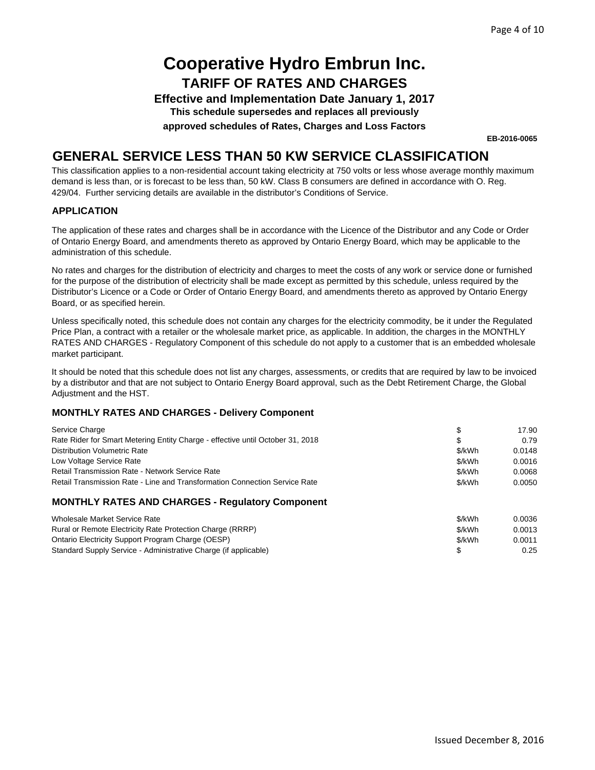# Cooperative Hydro Embrun Inc.

## TARIFF OF RATES AND CHARGES

**Effective and Implementation Date January 1, 2017**

**This schedule supersedes and replaces all previously approved schedules of Rates, Charges and Loss Factors**

**EB-2016-0065**

## GENERAL SERVICE LESS THAN 50 KW SERVICE CLASSIFICATION

This classification applies to a non-residential account taking electricity at 750 volts or less whose average monthly maximum demand is less than, or is forecast to be less than, 50 kW. Class B consumers are defined in accordance with O. Reg. 429/04. Further servicing details are available in the distributor's Conditions of Service.

### APPLICATION

The application of these rates and charges shall be in accordance with the Licence of the Distributor and any Code or Order of Ontario Energy Board, and amendments thereto as approved by Ontario Energy Board, which may be applicable to the administration of this schedule.

No rates and charges for the distribution of electricity and charges to meet the costs of any work or service done or furnished for the purpose of the distribution of electricity shall be made except as permitted by this schedule, unless required by the Distributor's Licence or a Code or Order of Ontario Energy Board, and amendments thereto as approved by Ontario Energy Board, or as specified herein.

Unless specifically noted, this schedule does not contain any charges for the electricity commodity, be it under the Regulated Price Plan, a contract with a retailer or the wholesale market price, as applicable. In addition, the charges in the MONTHLY RATES AND CHARGES - Regulatory Component of this schedule do not apply to a customer that is an embedded wholesale market participant.

It should be noted that this schedule does not list any charges, assessments, or credits that are required by law to be invoiced by a distributor and that are not subject to Ontario Energy Board approval, such as the Debt Retirement Charge, the Global Adjustment and the HST.

### MONTHLY RATES AND CHARGES - Delivery Component

| Charge | Unit | Rate |
|---|---|---|
| Service Charge | $ | 17.90 |
| Rate Rider for Smart Metering Entity Charge - effective until October 31, 2018 | $ | 0.79 |
| Distribution Volumetric Rate | $/kWh | 0.0148 |
| Low Voltage Service Rate | $/kWh | 0.0016 |
| Retail Transmission Rate - Network Service Rate | $/kWh | 0.0068 |
| Retail Transmission Rate - Line and Transformation Connection Service Rate | $/kWh | 0.0050 |

### MONTHLY RATES AND CHARGES - Regulatory Component

| Charge | Unit | Rate |
|---|---|---|
| Wholesale Market Service Rate | $/kWh | 0.0036 |
| Rural or Remote Electricity Rate Protection Charge (RRRP) | $/kWh | 0.0013 |
| Ontario Electricity Support Program Charge (OESP) | $/kWh | 0.0011 |
| Standard Supply Service - Administrative Charge (if applicable) | $ | 0.25 |

Issued December 8, 2016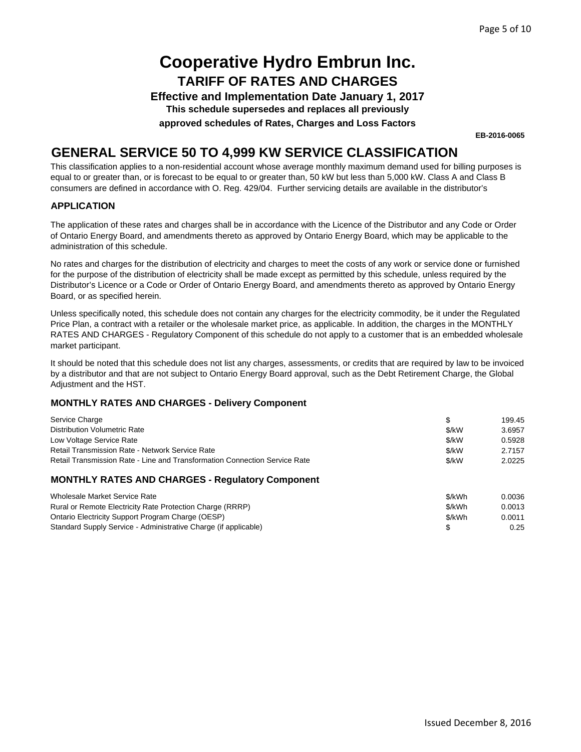# Cooperative Hydro Embrun Inc.

## TARIFF OF RATES AND CHARGES

**Effective and Implementation Date January 1, 2017**

**This schedule supersedes and replaces all previously approved schedules of Rates, Charges and Loss Factors**

**EB-2016-0065**

## GENERAL SERVICE 50 TO 4,999 KW SERVICE CLASSIFICATION

This classification applies to a non-residential account whose average monthly maximum demand used for billing purposes is equal to or greater than, or is forecast to be equal to or greater than, 50 kW but less than 5,000 kW. Class A and Class B consumers are defined in accordance with O. Reg. 429/04. Further servicing details are available in the distributor's

### APPLICATION

The application of these rates and charges shall be in accordance with the Licence of the Distributor and any Code or Order of Ontario Energy Board, and amendments thereto as approved by Ontario Energy Board, which may be applicable to the administration of this schedule.

No rates and charges for the distribution of electricity and charges to meet the costs of any work or service done or furnished for the purpose of the distribution of electricity shall be made except as permitted by this schedule, unless required by the Distributor's Licence or a Code or Order of Ontario Energy Board, and amendments thereto as approved by Ontario Energy Board, or as specified herein.

Unless specifically noted, this schedule does not contain any charges for the electricity commodity, be it under the Regulated Price Plan, a contract with a retailer or the wholesale market price, as applicable. In addition, the charges in the MONTHLY RATES AND CHARGES - Regulatory Component of this schedule do not apply to a customer that is an embedded wholesale market participant.

It should be noted that this schedule does not list any charges, assessments, or credits that are required by law to be invoiced by a distributor and that are not subject to Ontario Energy Board approval, such as the Debt Retirement Charge, the Global Adjustment and the HST.

### MONTHLY RATES AND CHARGES - Delivery Component

| Charge | Unit | Rate |
|---|---|---|
| Service Charge | $ | 199.45 |
| Distribution Volumetric Rate | $/kW | 3.6957 |
| Low Voltage Service Rate | $/kW | 0.5928 |
| Retail Transmission Rate - Network Service Rate | $/kW | 2.7157 |
| Retail Transmission Rate - Line and Transformation Connection Service Rate | $/kW | 2.0225 |

### MONTHLY RATES AND CHARGES - Regulatory Component

| Charge | Unit | Rate |
|---|---|---|
| Wholesale Market Service Rate | $/kWh | 0.0036 |
| Rural or Remote Electricity Rate Protection Charge (RRRP) | $/kWh | 0.0013 |
| Ontario Electricity Support Program Charge (OESP) | $/kWh | 0.0011 |
| Standard Supply Service - Administrative Charge (if applicable) | $ | 0.25 |

Issued December 8, 2016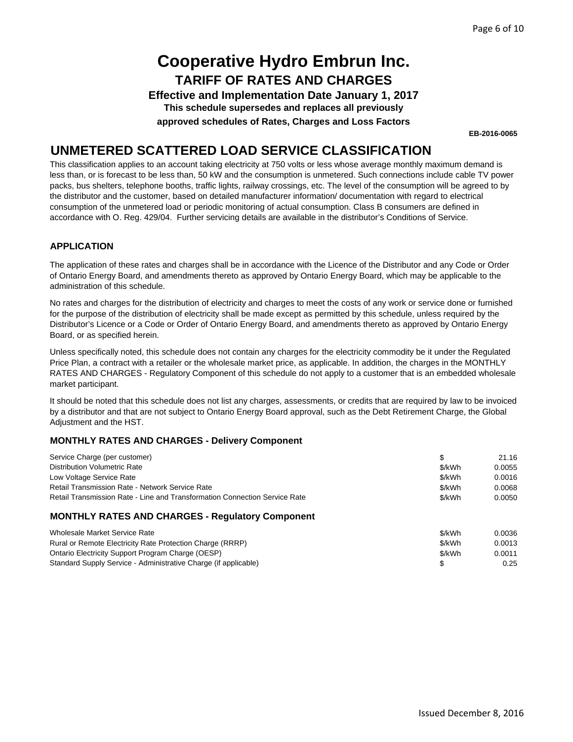# Cooperative Hydro Embrun Inc.

## TARIFF OF RATES AND CHARGES

**Effective and Implementation Date January 1, 2017**

**This schedule supersedes and replaces all previously approved schedules of Rates, Charges and Loss Factors**

**EB-2016-0065**

## UNMETERED SCATTERED LOAD SERVICE CLASSIFICATION

This classification applies to an account taking electricity at 750 volts or less whose average monthly maximum demand is less than, or is forecast to be less than, 50 kW and the consumption is unmetered. Such connections include cable TV power packs, bus shelters, telephone booths, traffic lights, railway crossings, etc. The level of the consumption will be agreed to by the distributor and the customer, based on detailed manufacturer information/ documentation with regard to electrical consumption of the unmetered load or periodic monitoring of actual consumption. Class B consumers are defined in accordance with O. Reg. 429/04. Further servicing details are available in the distributor's Conditions of Service.

### APPLICATION

The application of these rates and charges shall be in accordance with the Licence of the Distributor and any Code or Order of Ontario Energy Board, and amendments thereto as approved by Ontario Energy Board, which may be applicable to the administration of this schedule.

No rates and charges for the distribution of electricity and charges to meet the costs of any work or service done or furnished for the purpose of the distribution of electricity shall be made except as permitted by this schedule, unless required by the Distributor's Licence or a Code or Order of Ontario Energy Board, and amendments thereto as approved by Ontario Energy Board, or as specified herein.

Unless specifically noted, this schedule does not contain any charges for the electricity commodity be it under the Regulated Price Plan, a contract with a retailer or the wholesale market price, as applicable. In addition, the charges in the MONTHLY RATES AND CHARGES - Regulatory Component of this schedule do not apply to a customer that is an embedded wholesale market participant.

It should be noted that this schedule does not list any charges, assessments, or credits that are required by law to be invoiced by a distributor and that are not subject to Ontario Energy Board approval, such as the Debt Retirement Charge, the Global Adjustment and the HST.

### MONTHLY RATES AND CHARGES - Delivery Component

| | | |
|---|---|---|
| Service Charge (per customer) | $ | 21.16 |
| Distribution Volumetric Rate | $/kWh | 0.0055 |
| Low Voltage Service Rate | $/kWh | 0.0016 |
| Retail Transmission Rate - Network Service Rate | $/kWh | 0.0068 |
| Retail Transmission Rate - Line and Transformation Connection Service Rate | $/kWh | 0.0050 |

### MONTHLY RATES AND CHARGES - Regulatory Component

| | | |
|---|---|---|
| Wholesale Market Service Rate | $/kWh | 0.0036 |
| Rural or Remote Electricity Rate Protection Charge (RRRP) | $/kWh | 0.0013 |
| Ontario Electricity Support Program Charge (OESP) | $/kWh | 0.0011 |
| Standard Supply Service - Administrative Charge (if applicable) | $ | 0.25 |

Issued December 8, 2016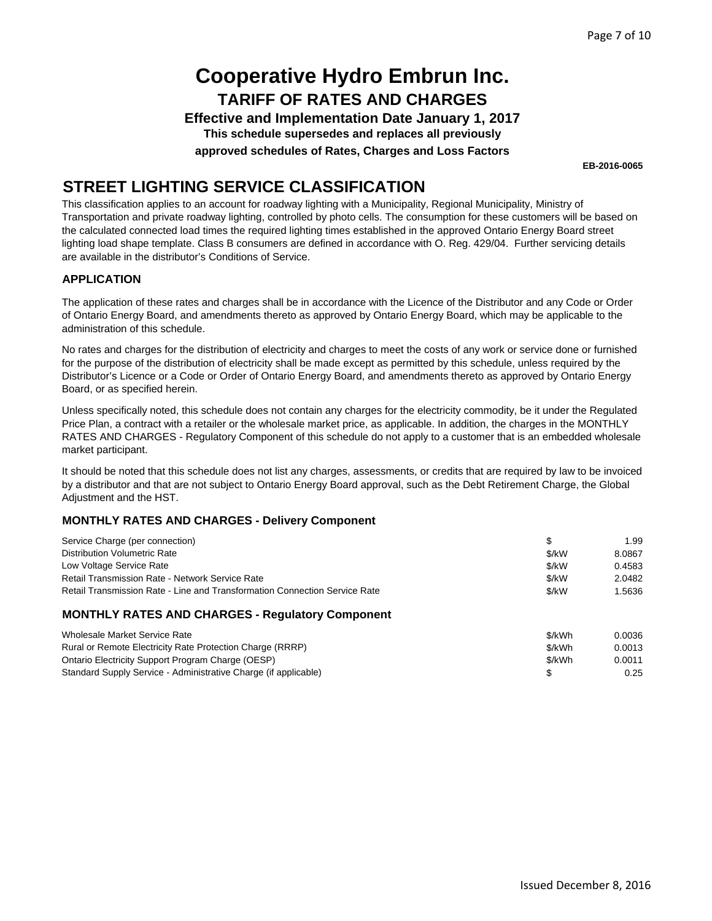# Cooperative Hydro Embrun Inc.

## TARIFF OF RATES AND CHARGES

**Effective and Implementation Date January 1, 2017**

**This schedule supersedes and replaces all previously approved schedules of Rates, Charges and Loss Factors**

**EB-2016-0065**

## STREET LIGHTING SERVICE CLASSIFICATION

This classification applies to an account for roadway lighting with a Municipality, Regional Municipality, Ministry of Transportation and private roadway lighting, controlled by photo cells. The consumption for these customers will be based on the calculated connected load times the required lighting times established in the approved Ontario Energy Board street lighting load shape template. Class B consumers are defined in accordance with O. Reg. 429/04. Further servicing details are available in the distributor's Conditions of Service.

### APPLICATION

The application of these rates and charges shall be in accordance with the Licence of the Distributor and any Code or Order of Ontario Energy Board, and amendments thereto as approved by Ontario Energy Board, which may be applicable to the administration of this schedule.

No rates and charges for the distribution of electricity and charges to meet the costs of any work or service done or furnished for the purpose of the distribution of electricity shall be made except as permitted by this schedule, unless required by the Distributor's Licence or a Code or Order of Ontario Energy Board, and amendments thereto as approved by Ontario Energy Board, or as specified herein.

Unless specifically noted, this schedule does not contain any charges for the electricity commodity, be it under the Regulated Price Plan, a contract with a retailer or the wholesale market price, as applicable. In addition, the charges in the MONTHLY RATES AND CHARGES - Regulatory Component of this schedule do not apply to a customer that is an embedded wholesale market participant.

It should be noted that this schedule does not list any charges, assessments, or credits that are required by law to be invoiced by a distributor and that are not subject to Ontario Energy Board approval, such as the Debt Retirement Charge, the Global Adjustment and the HST.

### MONTHLY RATES AND CHARGES - Delivery Component

| | | |
|---|---|---|
| Service Charge (per connection) | $ | 1.99 |
| Distribution Volumetric Rate | $/kW | 8.0867 |
| Low Voltage Service Rate | $/kW | 0.4583 |
| Retail Transmission Rate - Network Service Rate | $/kW | 2.0482 |
| Retail Transmission Rate - Line and Transformation Connection Service Rate | $/kW | 1.5636 |

### MONTHLY RATES AND CHARGES - Regulatory Component

| | | |
|---|---|---|
| Wholesale Market Service Rate | $/kWh | 0.0036 |
| Rural or Remote Electricity Rate Protection Charge (RRRP) | $/kWh | 0.0013 |
| Ontario Electricity Support Program Charge (OESP) | $/kWh | 0.0011 |
| Standard Supply Service - Administrative Charge (if applicable) | $ | 0.25 |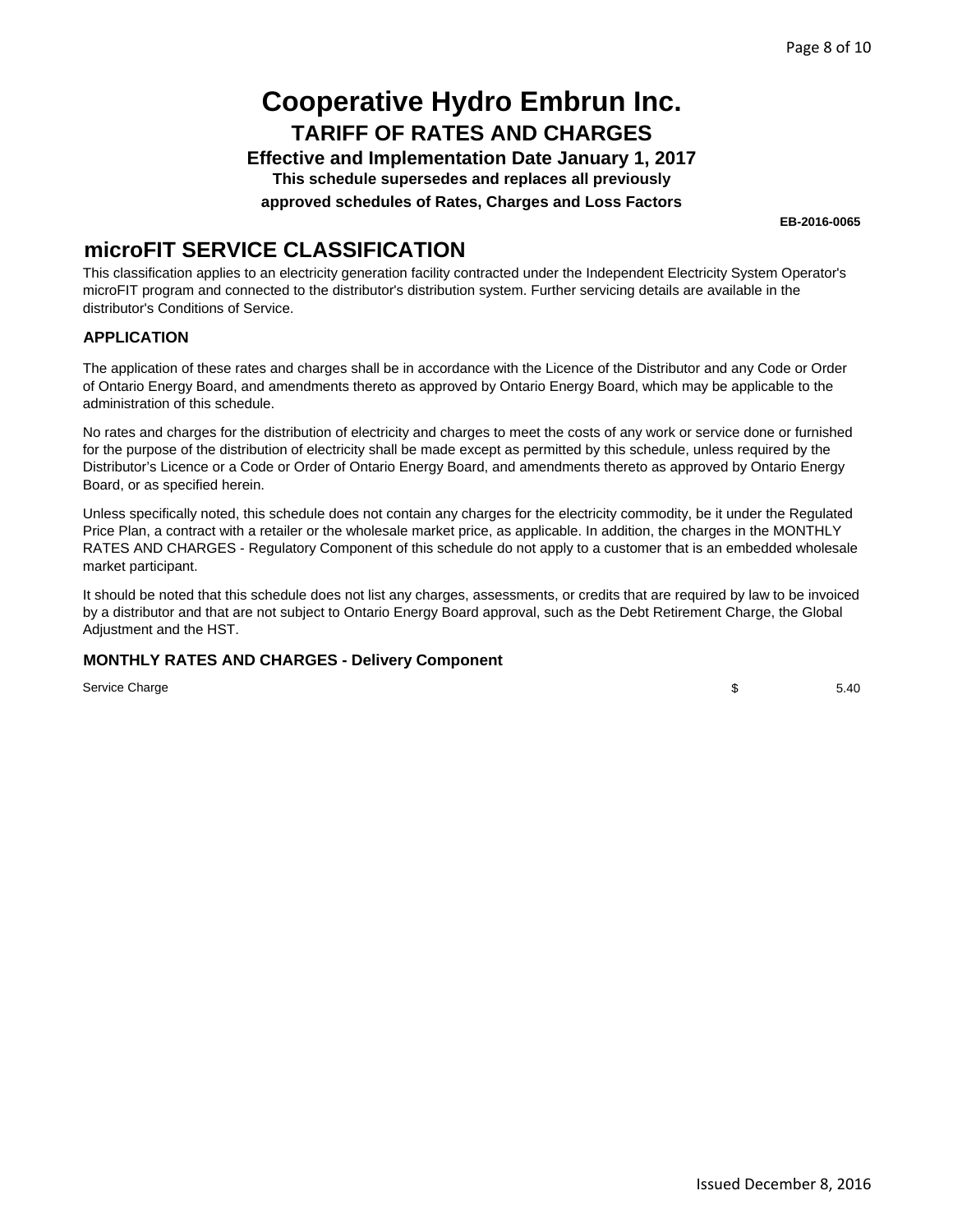# Cooperative Hydro Embrun Inc.

## TARIFF OF RATES AND CHARGES

**Effective and Implementation Date January 1, 2017**

**This schedule supersedes and replaces all previously approved schedules of Rates, Charges and Loss Factors**

**EB-2016-0065**

## microFIT SERVICE CLASSIFICATION

This classification applies to an electricity generation facility contracted under the Independent Electricity System Operator's microFIT program and connected to the distributor's distribution system. Further servicing details are available in the distributor's Conditions of Service.

### APPLICATION

The application of these rates and charges shall be in accordance with the Licence of the Distributor and any Code or Order of Ontario Energy Board, and amendments thereto as approved by Ontario Energy Board, which may be applicable to the administration of this schedule.

No rates and charges for the distribution of electricity and charges to meet the costs of any work or service done or furnished for the purpose of the distribution of electricity shall be made except as permitted by this schedule, unless required by the Distributor's Licence or a Code or Order of Ontario Energy Board, and amendments thereto as approved by Ontario Energy Board, or as specified herein.

Unless specifically noted, this schedule does not contain any charges for the electricity commodity, be it under the Regulated Price Plan, a contract with a retailer or the wholesale market price, as applicable. In addition, the charges in the MONTHLY RATES AND CHARGES - Regulatory Component of this schedule do not apply to a customer that is an embedded wholesale market participant.

It should be noted that this schedule does not list any charges, assessments, or credits that are required by law to be invoiced by a distributor and that are not subject to Ontario Energy Board approval, such as the Debt Retirement Charge, the Global Adjustment and the HST.

### MONTHLY RATES AND CHARGES - Delivery Component

| | | |
|---|---|---|
| Service Charge | $ | 5.40 |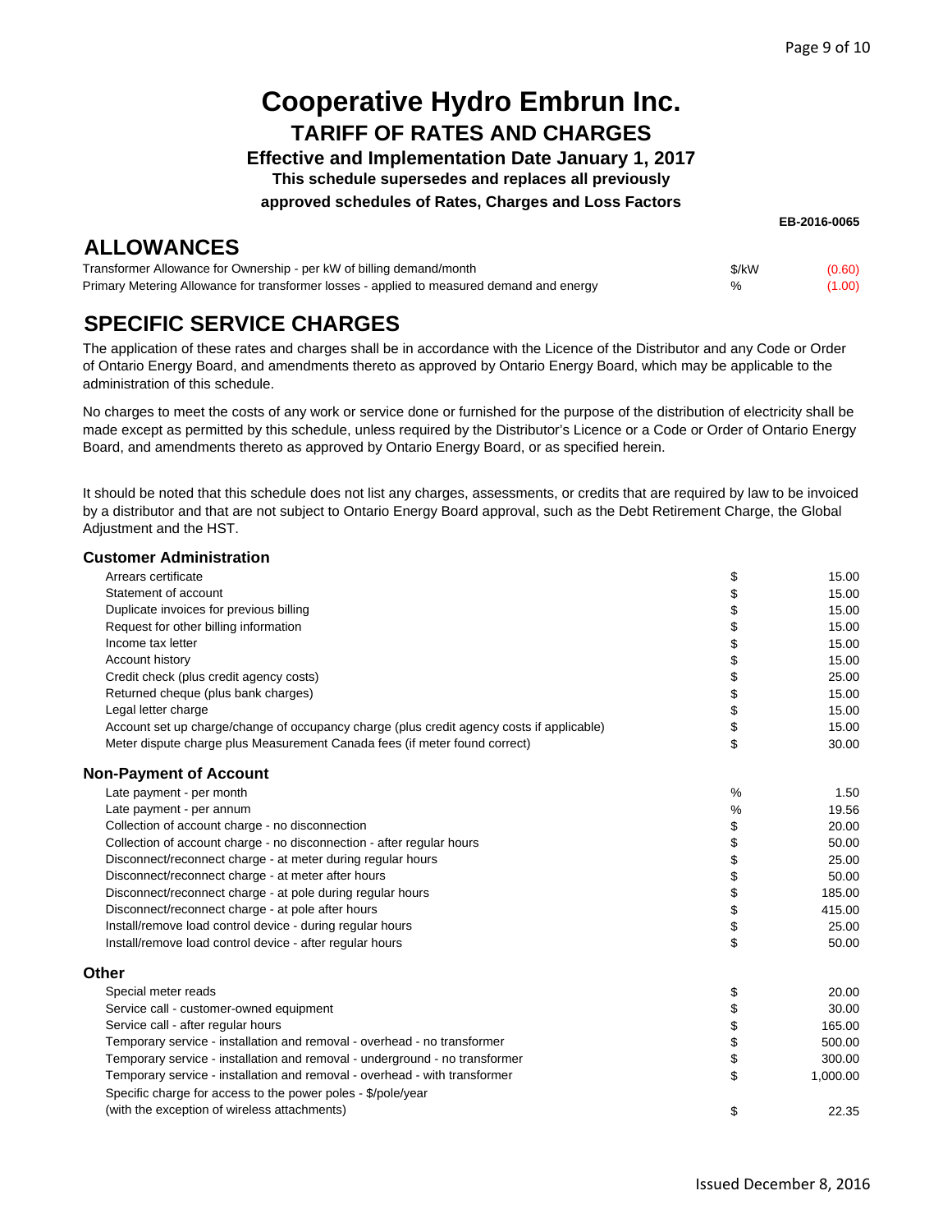# Cooperative Hydro Embrun Inc.

## TARIFF OF RATES AND CHARGES

**Effective and Implementation Date January 1, 2017**

**This schedule supersedes and replaces all previously approved schedules of Rates, Charges and Loss Factors**

**EB-2016-0065**

## ALLOWANCES

| | | |
|---|---|---|
| Transformer Allowance for Ownership - per kW of billing demand/month | $/kW | (0.60) |
| Primary Metering Allowance for transformer losses - applied to measured demand and energy | % | (1.00) |

## SPECIFIC SERVICE CHARGES

The application of these rates and charges shall be in accordance with the Licence of the Distributor and any Code or Order of Ontario Energy Board, and amendments thereto as approved by Ontario Energy Board, which may be applicable to the administration of this schedule.

No charges to meet the costs of any work or service done or furnished for the purpose of the distribution of electricity shall be made except as permitted by this schedule, unless required by the Distributor's Licence or a Code or Order of Ontario Energy Board, and amendments thereto as approved by Ontario Energy Board, or as specified herein.

It should be noted that this schedule does not list any charges, assessments, or credits that are required by law to be invoiced by a distributor and that are not subject to Ontario Energy Board approval, such as the Debt Retirement Charge, the Global Adjustment and the HST.

### Customer Administration

| | | |
|---|---|---|
| Arrears certificate | $ | 15.00 |
| Statement of account | $ | 15.00 |
| Duplicate invoices for previous billing | $ | 15.00 |
| Request for other billing information | $ | 15.00 |
| Income tax letter | $ | 15.00 |
| Account history | $ | 15.00 |
| Credit check (plus credit agency costs) | $ | 25.00 |
| Returned cheque (plus bank charges) | $ | 15.00 |
| Legal letter charge | $ | 15.00 |
| Account set up charge/change of occupancy charge (plus credit agency costs if applicable) | $ | 15.00 |
| Meter dispute charge plus Measurement Canada fees (if meter found correct) | $ | 30.00 |

### Non-Payment of Account

| | | |
|---|---|---|
| Late payment - per month | % | 1.50 |
| Late payment - per annum | % | 19.56 |
| Collection of account charge - no disconnection | $ | 20.00 |
| Collection of account charge - no disconnection - after regular hours | $ | 50.00 |
| Disconnect/reconnect charge - at meter during regular hours | $ | 25.00 |
| Disconnect/reconnect charge - at meter after hours | $ | 50.00 |
| Disconnect/reconnect charge - at pole during regular hours | $ | 185.00 |
| Disconnect/reconnect charge - at pole after hours | $ | 415.00 |
| Install/remove load control device - during regular hours | $ | 25.00 |
| Install/remove load control device - after regular hours | $ | 50.00 |

### Other

| | | |
|---|---|---|
| Special meter reads | $ | 20.00 |
| Service call - customer-owned equipment | $ | 30.00 |
| Service call - after regular hours | $ | 165.00 |
| Temporary service - installation and removal - overhead - no transformer | $ | 500.00 |
| Temporary service - installation and removal - underground - no transformer | $ | 300.00 |
| Temporary service - installation and removal - overhead - with transformer | $ | 1,000.00 |
| Specific charge for access to the power poles - $/pole/year (with the exception of wireless attachments) | $ | 22.35 |

Issued December 8, 2016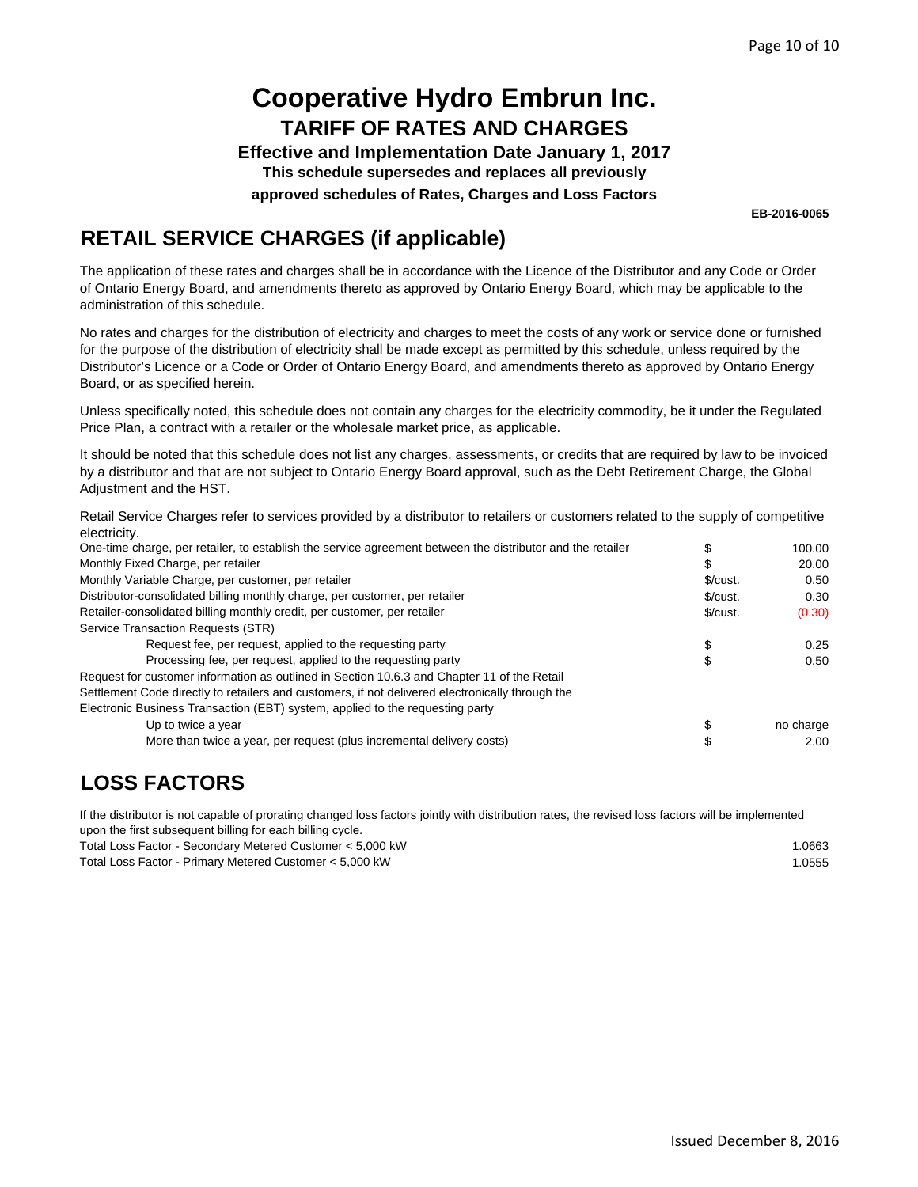# Cooperative Hydro Embrun Inc.

## TARIFF OF RATES AND CHARGES

**Effective and Implementation Date January 1, 2017**

**This schedule supersedes and replaces all previously approved schedules of Rates, Charges and Loss Factors**

**EB-2016-0065**

## RETAIL SERVICE CHARGES (if applicable)

The application of these rates and charges shall be in accordance with the Licence of the Distributor and any Code or Order of Ontario Energy Board, and amendments thereto as approved by Ontario Energy Board, which may be applicable to the administration of this schedule.

No rates and charges for the distribution of electricity and charges to meet the costs of any work or service done or furnished for the purpose of the distribution of electricity shall be made except as permitted by this schedule, unless required by the Distributor's Licence or a Code or Order of Ontario Energy Board, and amendments thereto as approved by Ontario Energy Board, or as specified herein.

Unless specifically noted, this schedule does not contain any charges for the electricity commodity, be it under the Regulated Price Plan, a contract with a retailer or the wholesale market price, as applicable.

It should be noted that this schedule does not list any charges, assessments, or credits that are required by law to be invoiced by a distributor and that are not subject to Ontario Energy Board approval, such as the Debt Retirement Charge, the Global Adjustment and the HST.

Retail Service Charges refer to services provided by a distributor to retailers or customers related to the supply of competitive electricity.

| | | |
|---|---|---|
| One-time charge, per retailer, to establish the service agreement between the distributor and the retailer | $ | 100.00 |
| Monthly Fixed Charge, per retailer | $ | 20.00 |
| Monthly Variable Charge, per customer, per retailer | $/cust. | 0.50 |
| Distributor-consolidated billing monthly charge, per customer, per retailer | $/cust. | 0.30 |
| Retailer-consolidated billing monthly credit, per customer, per retailer | $/cust. | (0.30) |
| Service Transaction Requests (STR) | | |
| Request fee, per request, applied to the requesting party | $ | 0.25 |
| Processing fee, per request, applied to the requesting party | $ | 0.50 |
| Request for customer information as outlined in Section 10.6.3 and Chapter 11 of the Retail Settlement Code directly to retailers and customers, if not delivered electronically through the Electronic Business Transaction (EBT) system, applied to the requesting party | | |
| Up to twice a year | $ | no charge |
| More than twice a year, per request (plus incremental delivery costs) | $ | 2.00 |

## LOSS FACTORS

If the distributor is not capable of prorating changed loss factors jointly with distribution rates, the revised loss factors will be implemented upon the first subsequent billing for each billing cycle.

| | |
|---|---|
| Total Loss Factor - Secondary Metered Customer < 5,000 kW | 1.0663 |
| Total Loss Factor - Primary Metered Customer < 5,000 kW | 1.0555 |

Issued December 8, 2016